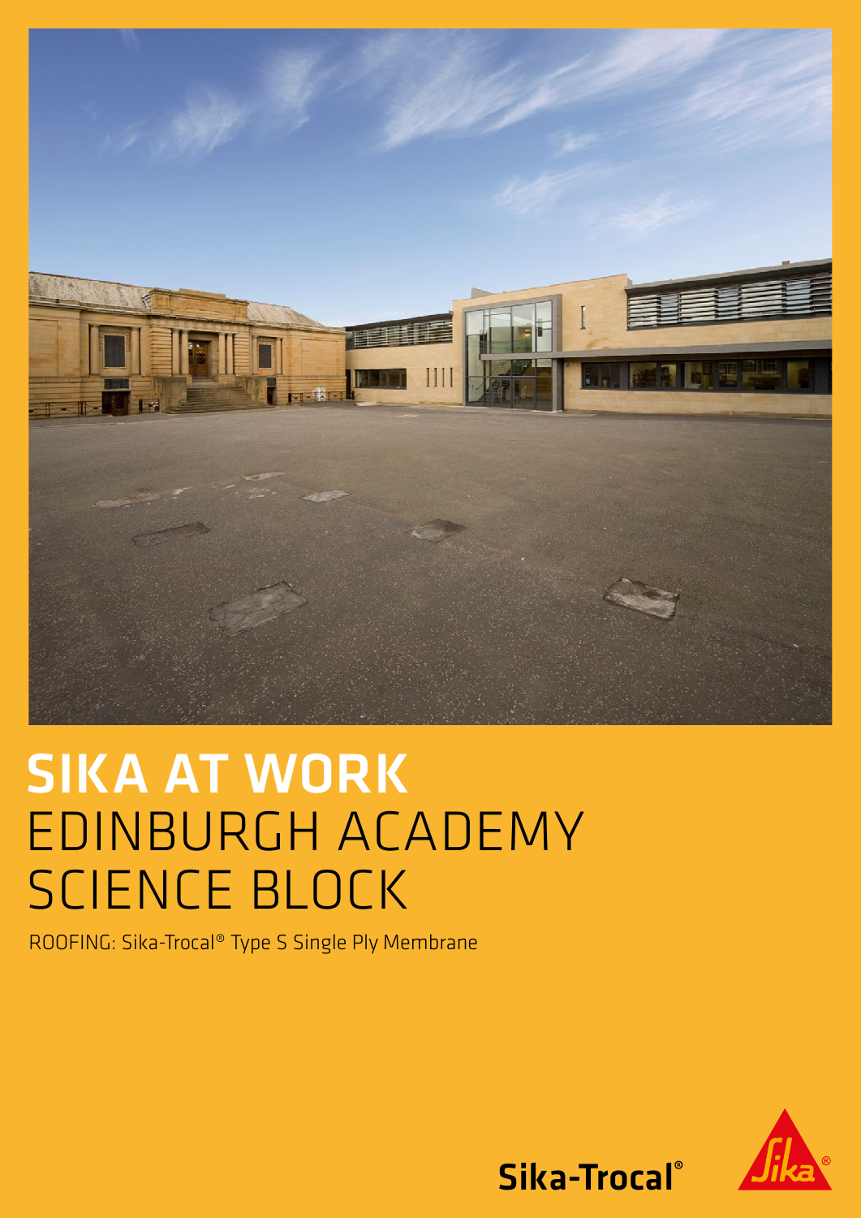# SIKA AT WORK
# EDINBURGH ACADEMY SCIENCE BLOCK

ROOFING: Sika-Trocal® Type S Single Ply Membrane

Sika-Trocal®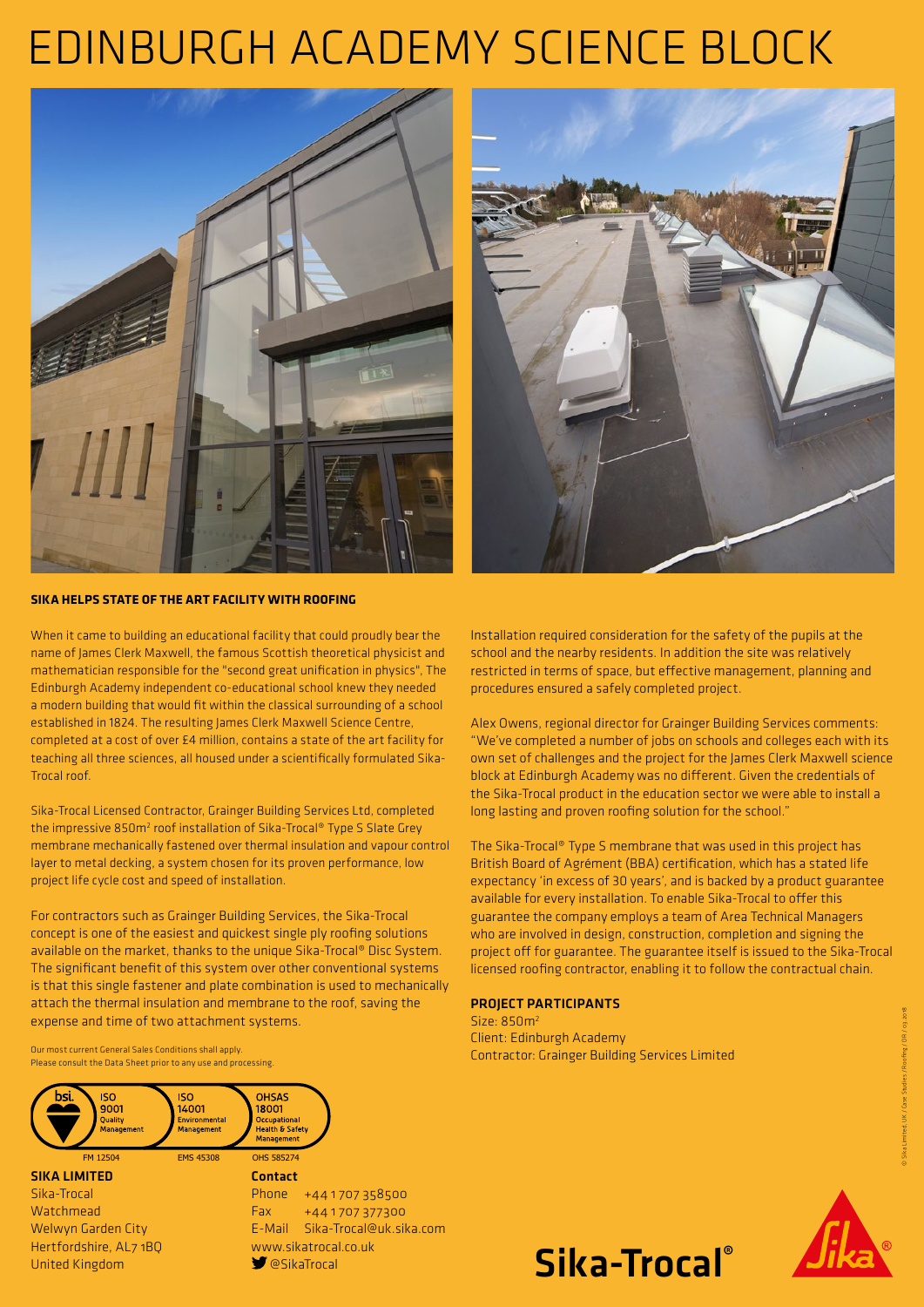# EDINBURGH ACADEMY SCIENCE BLOCK

**SIKA HELPS STATE OF THE ART FACILITY WITH ROOFING**

When it came to building an educational facility that could proudly bear the name of James Clerk Maxwell, the famous Scottish theoretical physicist and mathematician responsible for the "second great unification in physics", The Edinburgh Academy independent co-educational school knew they needed a modern building that would fit within the classical surrounding of a school established in 1824. The resulting James Clerk Maxwell Science Centre, completed at a cost of over £4 million, contains a state of the art facility for teaching all three sciences, all housed under a scientifically formulated Sika-Trocal roof.

Sika-Trocal Licensed Contractor, Grainger Building Services Ltd, completed the impressive 850m² roof installation of Sika-Trocal® Type S Slate Grey membrane mechanically fastened over thermal insulation and vapour control layer to metal decking, a system chosen for its proven performance, low project life cycle cost and speed of installation.

For contractors such as Grainger Building Services, the Sika-Trocal concept is one of the easiest and quickest single ply roofing solutions available on the market, thanks to the unique Sika-Trocal® Disc System. The significant benefit of this system over other conventional systems is that this single fastener and plate combination is used to mechanically attach the thermal insulation and membrane to the roof, saving the expense and time of two attachment systems.

Installation required consideration for the safety of the pupils at the school and the nearby residents. In addition the site was relatively restricted in terms of space, but effective management, planning and procedures ensured a safely completed project.

Alex Owens, regional director for Grainger Building Services comments: "We've completed a number of jobs on schools and colleges each with its own set of challenges and the project for the James Clerk Maxwell science block at Edinburgh Academy was no different. Given the credentials of the Sika-Trocal product in the education sector we were able to install a long lasting and proven roofing solution for the school."

The Sika-Trocal® Type S membrane that was used in this project has British Board of Agrément (BBA) certification, which has a stated life expectancy 'in excess of 30 years', and is backed by a product guarantee available for every installation. To enable Sika-Trocal to offer this guarantee the company employs a team of Area Technical Managers who are involved in design, construction, completion and signing the project off for guarantee. The guarantee itself is issued to the Sika-Trocal licensed roofing contractor, enabling it to follow the contractual chain.

**PROJECT PARTICIPANTS**

Size: 850m²
Client: Edinburgh Academy
Contractor: Grainger Building Services Limited

Our most current General Sales Conditions shall apply.
Please consult the Data Sheet prior to any use and processing.

bsi. ISO 9001 Quality Management — FM 12504
ISO 14001 Environmental Management — EMS 45308
OHSAS 18001 Occupational Health & Safety Management — OHS 585274

**SIKA LIMITED**
Sika-Trocal
Watchmead
Welwyn Garden City
Hertfordshire, AL7 1BQ
United Kingdom

**Contact**
Phone +44 1707 358500
Fax +44 1707 377300
E-Mail Sika-Trocal@uk.sika.com
www.sikatrocal.co.uk
@SikaTrocal

Sika-Trocal®

© Sika Limited, UK / Case Studies / Roofing / DR / 03.2018